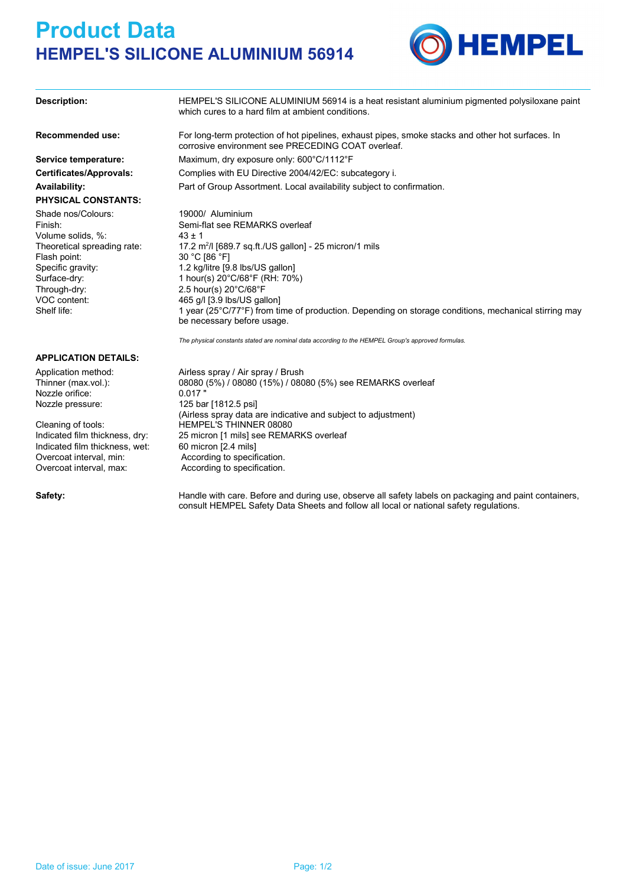# Product Data

## HEMPEL'S SILICONE ALUMINIUM 56914

**Description:** HEMPEL'S SILICONE ALUMINIUM 56914 is a heat resistant aluminium pigmented polysiloxane paint which cures to a hard film at ambient conditions.

**Recommended use:** For long-term protection of hot pipelines, exhaust pipes, smoke stacks and other hot surfaces. In corrosive environment see PRECEDING COAT overleaf.

**Service temperature:** Maximum, dry exposure only: 600°C/1112°F

**Certificates/Approvals:** Complies with EU Directive 2004/42/EC: subcategory i.

**Availability:** Part of Group Assortment. Local availability subject to confirmation.

**PHYSICAL CONSTANTS:**

| | |
|---|---|
| Shade nos/Colours: | 19000/ Aluminium |
| Finish: | Semi-flat see REMARKS overleaf |
| Volume solids, %: | 43 ± 1 |
| Theoretical spreading rate: | 17.2 $m^2$/l [689.7 sq.ft./US gallon] - 25 micron/1 mils |
| Flash point: | 30 °C [86 °F] |
| Specific gravity: | 1.2 kg/litre [9.8 lbs/US gallon] |
| Surface-dry: | 1 hour(s) 20°C/68°F (RH: 70%) |
| Through-dry: | 2.5 hour(s) 20°C/68°F |
| VOC content: | 465 g/l [3.9 lbs/US gallon] |
| Shelf life: | 1 year (25°C/77°F) from time of production. Depending on storage conditions, mechanical stirring may be necessary before usage. |

*The physical constants stated are nominal data according to the HEMPEL Group's approved formulas.*

**APPLICATION DETAILS:**

| | |
|---|---|
| Application method: | Airless spray / Air spray / Brush |
| Thinner (max.vol.): | 08080 (5%) / 08080 (15%) / 08080 (5%) see REMARKS overleaf |
| Nozzle orifice: | 0.017 " |
| Nozzle pressure: | 125 bar [1812.5 psi] (Airless spray data are indicative and subject to adjustment) |
| Cleaning of tools: | HEMPEL'S THINNER 08080 |
| Indicated film thickness, dry: | 25 micron [1 mils] see REMARKS overleaf |
| Indicated film thickness, wet: | 60 micron [2.4 mils] |
| Overcoat interval, min: | According to specification. |
| Overcoat interval, max: | According to specification. |

**Safety:** Handle with care. Before and during use, observe all safety labels on packaging and paint containers, consult HEMPEL Safety Data Sheets and follow all local or national safety regulations.

Date of issue: June 2017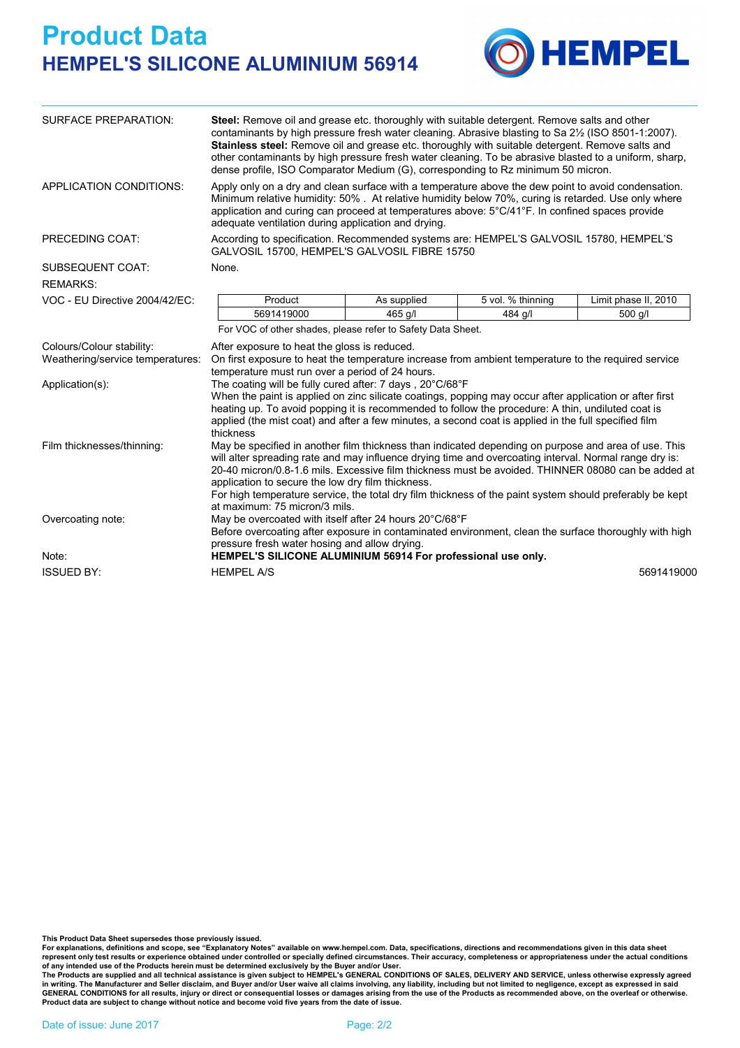# Product Data

## HEMPEL'S SILICONE ALUMINIUM 56914

SURFACE PREPARATION: **Steel:** Remove oil and grease etc. thoroughly with suitable detergent. Remove salts and other contaminants by high pressure fresh water cleaning. Abrasive blasting to Sa 2½ (ISO 8501-1:2007). **Stainless steel:** Remove oil and grease etc. thoroughly with suitable detergent. Remove salts and other contaminants by high pressure fresh water cleaning. To be abrasive blasted to a uniform, sharp, dense profile, ISO Comparator Medium (G), corresponding to Rz minimum 50 micron.

APPLICATION CONDITIONS: Apply only on a dry and clean surface with a temperature above the dew point to avoid condensation. Minimum relative humidity: 50% . At relative humidity below 70%, curing is retarded. Use only where application and curing can proceed at temperatures above: 5°C/41°F. In confined spaces provide adequate ventilation during application and drying.

PRECEDING COAT: According to specification. Recommended systems are: HEMPEL'S GALVOSIL 15780, HEMPEL'S GALVOSIL 15700, HEMPEL'S GALVOSIL FIBRE 15750

SUBSEQUENT COAT: None.

REMARKS:

VOC - EU Directive 2004/42/EC:

| Product | As supplied | 5 vol. % thinning | Limit phase II, 2010 |
|---|---|---|---|
| 5691419000 | 465 g/l | 484 g/l | 500 g/l |

For VOC of other shades, please refer to Safety Data Sheet.

Colours/Colour stability: After exposure to heat the gloss is reduced.

Weathering/service temperatures: On first exposure to heat the temperature increase from ambient temperature to the required service temperature must run over a period of 24 hours.

Application(s): The coating will be fully cured after: 7 days , 20°C/68°F
When the paint is applied on zinc silicate coatings, popping may occur after application or after first heating up. To avoid popping it is recommended to follow the procedure: A thin, undiluted coat is applied (the mist coat) and after a few minutes, a second coat is applied in the full specified film thickness

Film thicknesses/thinning: May be specified in another film thickness than indicated depending on purpose and area of use. This will alter spreading rate and may influence drying time and overcoating interval. Normal range dry is: 20-40 micron/0.8-1.6 mils. Excessive film thickness must be avoided. THINNER 08080 can be added at application to secure the low dry film thickness.
For high temperature service, the total dry film thickness of the paint system should preferably be kept at maximum: 75 micron/3 mils.

Overcoating note: May be overcoated with itself after 24 hours 20°C/68°F
Before overcoating after exposure in contaminated environment, clean the surface thoroughly with high pressure fresh water hosing and allow drying.

Note: **HEMPEL'S SILICONE ALUMINIUM 56914 For professional use only.**

ISSUED BY: HEMPEL A/S 5691419000

**This Product Data Sheet supersedes those previously issued.**
**For explanations, definitions and scope, see "Explanatory Notes" available on www.hempel.com. Data, specifications, directions and recommendations given in this data sheet represent only test results or experience obtained under controlled or specially defined circumstances. Their accuracy, completeness or appropriateness under the actual conditions of any intended use of the Products herein must be determined exclusively by the Buyer and/or User.**
**The Products are supplied and all technical assistance is given subject to HEMPEL's GENERAL CONDITIONS OF SALES, DELIVERY AND SERVICE, unless otherwise expressly agreed in writing. The Manufacturer and Seller disclaim, and Buyer and/or User waive all claims involving, any liability, including but not limited to negligence, except as expressed in said GENERAL CONDITIONS for all results, injury or direct or consequential losses or damages arising from the use of the Products as recommended above, on the overleaf or otherwise. Product data are subject to change without notice and become void five years from the date of issue.**

Date of issue: June 2017